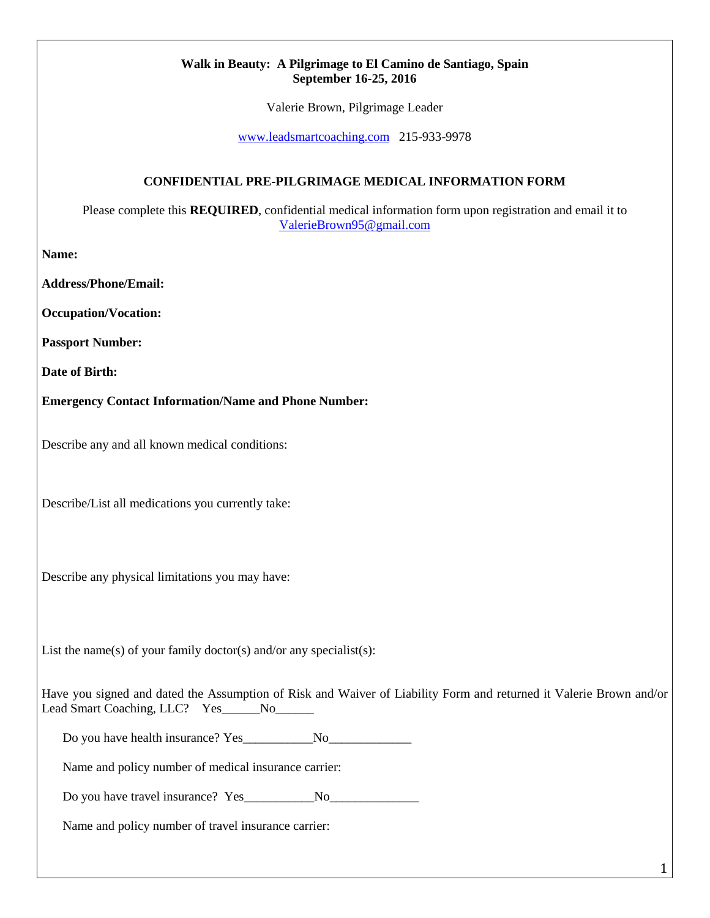**Walk in Beauty: A Pilgrimage to El Camino de Santiago, Spain**
**September 16-25, 2016**

Valerie Brown, Pilgrimage Leader

[www.leadsmartcoaching.com](http://www.leadsmartcoaching.com) 215-933-9978

## CONFIDENTIAL PRE-PILGRIMAGE MEDICAL INFORMATION FORM

Please complete this **REQUIRED**, confidential medical information form upon registration and email it to [ValerieBrown95@gmail.com](mailto:ValerieBrown95@gmail.com)

**Name:**

**Address/Phone/Email:**

**Occupation/Vocation:**

**Passport Number:**

**Date of Birth:**

**Emergency Contact Information/Name and Phone Number:**

Describe any and all known medical conditions:

Describe/List all medications you currently take:

Describe any physical limitations you may have:

List the name(s) of your family doctor(s) and/or any specialist(s):

Have you signed and dated the Assumption of Risk and Waiver of Liability Form and returned it Valerie Brown and/or Lead Smart Coaching, LLC? Yes______No______

Do you have health insurance? Yes___________No_____________

Name and policy number of medical insurance carrier:

Do you have travel insurance? Yes___________No______________

Name and policy number of travel insurance carrier: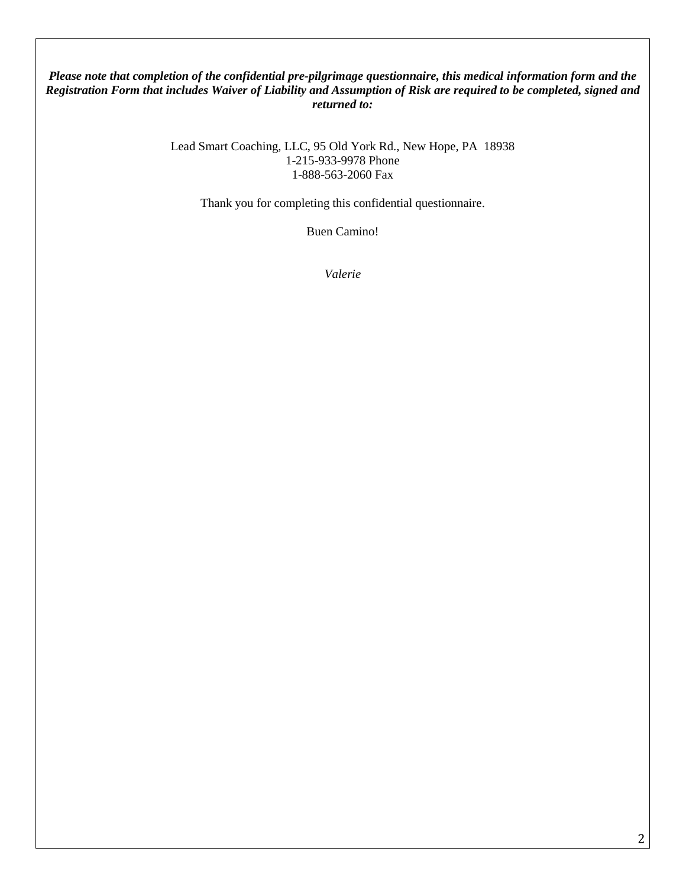***Please note that completion of the confidential pre-pilgrimage questionnaire, this medical information form and the Registration Form that includes Waiver of Liability and Assumption of Risk are required to be completed, signed and returned to:***

Lead Smart Coaching, LLC, 95 Old York Rd., New Hope, PA 18938
1-215-933-9978 Phone
1-888-563-2060 Fax

Thank you for completing this confidential questionnaire.

Buen Camino!

*Valerie*